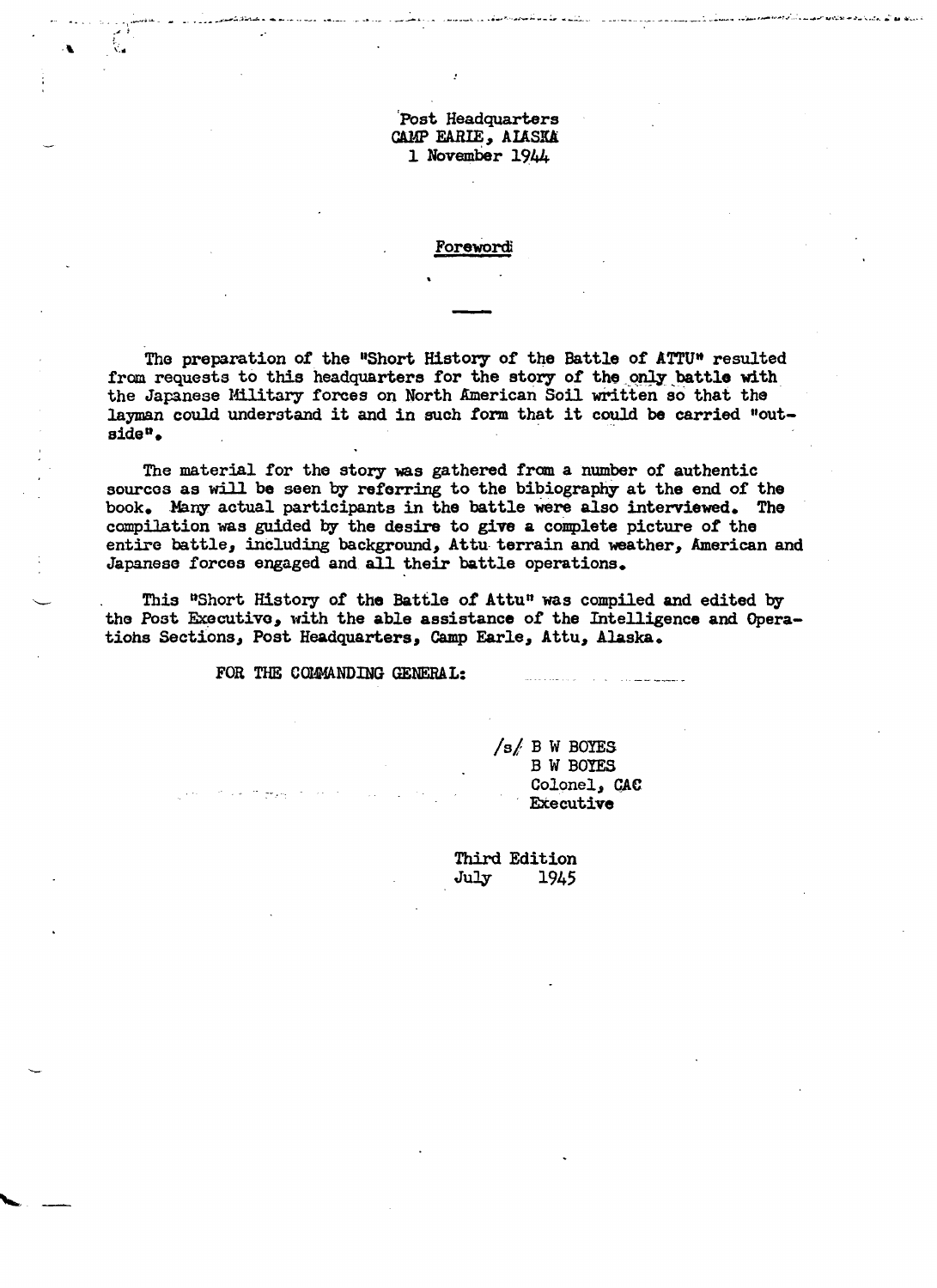Post Headquarters
CAMP EARLE, ALASKA
1 November 1944

## Foreword

The preparation of the "Short History of the Battle of ATTU" resulted from requests to this headquarters for the story of the only battle with the Japanese Military forces on North American Soil written so that the layman could understand it and in such form that it could be carried "outside".

The material for the story was gathered from a number of authentic sources as will be seen by referring to the bibiography at the end of the book. Many actual participants in the battle were also interviewed. The compilation was guided by the desire to give a complete picture of the entire battle, including background, Attu terrain and weather, American and Japanese forces engaged and all their battle operations.

This "Short History of the Battle of Attu" was compiled and edited by the Post Executive, with the able assistance of the Intelligence and Operations Sections, Post Headquarters, Camp Earle, Attu, Alaska.

FOR THE COMMANDING GENERAL:

/s/ B W BOYES
B W BOYES
Colonel, CAC
Executive

Third Edition
July 1945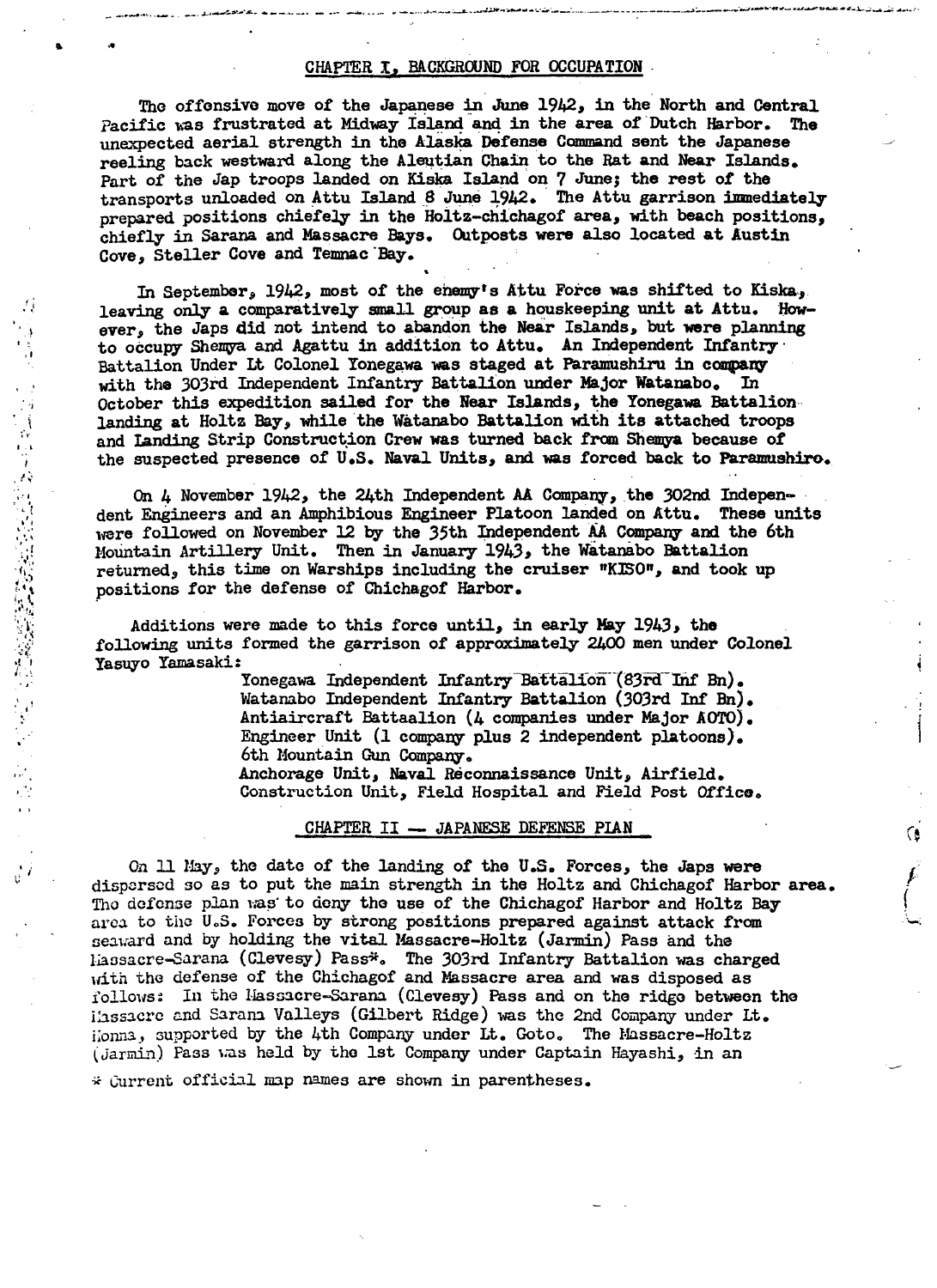## CHAPTER I, BACKGROUND FOR OCCUPATION

The offensive move of the Japanese in June 1942, in the North and Central Pacific was frustrated at Midway Island and in the area of Dutch Harbor. The unexpected aerial strength in the Alaska Defense Command sent the Japanese reeling back westward along the Aleutian Chain to the Rat and Near Islands. Part of the Jap troops landed on Kiska Island on 7 June; the rest of the transports unloaded on Attu Island 8 June 1942. The Attu garrison immediately prepared positions chiefely in the Holtz-chichagof area, with beach positions, chiefly in Sarana and Massacre Bays. Outposts were also located at Austin Cove, Steller Cove and Temnac Bay.

In September, 1942, most of the enemy's Attu Force was shifted to Kiska, leaving only a comparatively small group as a houskeeping unit at Attu. However, the Japs did not intend to abandon the Near Islands, but were planning to occupy Shemya and Agattu in addition to Attu. An Independent Infantry Battalion Under Lt Colonel Yonegawa was staged at Paramushiru in company with the 303rd Independent Infantry Battalion under Major Watanabo. In October this expedition sailed for the Near Islands, the Yonegawa Battalion landing at Holtz Bay, while the Watanabo Battalion with its attached troops and Landing Strip Construction Crew was turned back from Shemya because of the suspected presence of U.S. Naval Units, and was forced back to Paramushiro.

On 4 November 1942, the 24th Independent AA Company, the 302nd Independent Engineers and an Amphibious Engineer Platoon landed on Attu. These units were followed on November 12 by the 35th Independent AA Company and the 6th Mountain Artillery Unit. Then in January 1943, the Watanabo Battalion returned, this time on Warships including the cruiser "KISO", and took up positions for the defense of Chichagof Harbor.

Additions were made to this force until, in early May 1943, the following units formed the garrison of approximately 2400 men under Colonel Yasuyo Yamasaki:

- Yonegawa Independent Infantry Battalion (83rd Inf Bn).
- Watanabo Independent Infantry Battalion (303rd Inf Bn).
- Antiaircraft Battaalion (4 companies under Major AOTO).
- Engineer Unit (1 company plus 2 independent platoons).
- 6th Mountain Gun Company.
- Anchorage Unit, Naval Réconnaissance Unit, Airfield.
- Construction Unit, Field Hospital and Field Post Office.

## CHAPTER II — JAPANESE DEFENSE PLAN

On 11 May, the date of the landing of the U.S. Forces, the Japs were dispersed so as to put the main strength in the Holtz and Chichagof Harbor area. The defense plan was to deny the use of the Chichagof Harbor and Holtz Bay area to the U.S. Forces by strong positions prepared against attack from seaward and by holding the vital Massacre-Holtz (Jarmin) Pass and the Massacre-Sarana (Clevesy) Pass*. The 303rd Infantry Battalion was charged with the defense of the Chichagof and Massacre area and was disposed as follows: In the Massacre-Sarana (Clevesy) Pass and on the ridge between the Massacre and Sarana Valleys (Gilbert Ridge) was the 2nd Company under Lt. Honma, supported by the 4th Company under Lt. Goto. The Massacre-Holtz (Jarmin) Pass was held by the 1st Company under Captain Hayashi, in an

* Current official map names are shown in parentheses.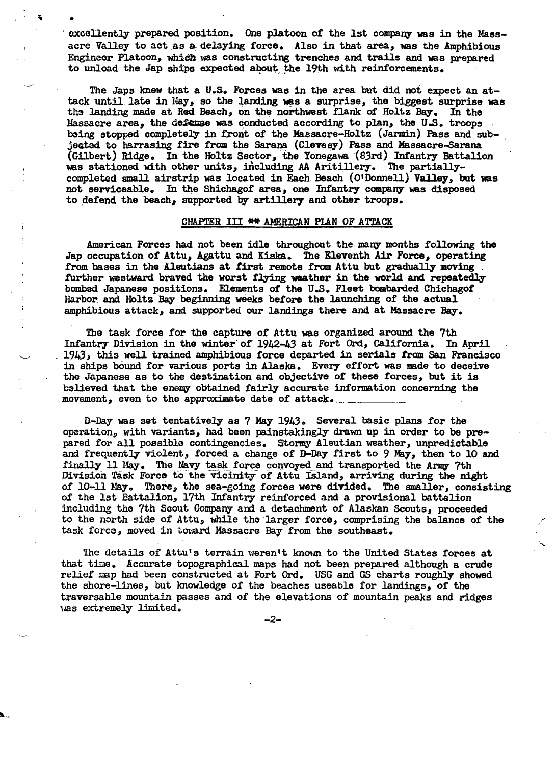excellently prepared position. One platoon of the 1st company was in the Massacre Valley to act as a delaying force. Also in that area, was the Amphibious Engineer Platoon, which was constructing trenches and trails and was prepared to unload the Jap ships expected about the 19th with reinforcements.

The Japs knew that a U.S. Forces was in the area but did not expect an attack until late in May, so the landing was a surprise, the biggest surprise was the landing made at Red Beach, on the northwest flank of Holtz Bay. In the Massacre area, the defense was conducted according to plan, the U.S. troops being stopped completely in front of the Massacre-Holtz (Jarmin) Pass and subjected to harrasing fire from the Sarana (Clevesy) Pass and Massacre-Sarana (Gilbert) Ridge. In the Holtz Sector, the Yonegawa (83rd) Infantry Battalion was stationed with other units, including AA Aritillery. The partially-completed small airstrip was located in Each Beach (O'Donnell) Valley, but was not serviceable. In the Shichagof area, one Infantry company was disposed to defend the beach, supported by artillery and other troops.

## CHAPTER III ** AMERICAN PLAN OF ATTACK

American Forces had not been idle throughout the many months following the Jap occupation of Attu, Agattu and Kiska. The Eleventh Air Force, operating from bases in the Aleutians at first remote from Attu but gradually moving further westward braved the worst flying weather in the world and repeatedly bombed Japanese positions. Elements of the U.S. Fleet bombarded Chichagof Harbor and Holtz Bay beginning weeks before the launching of the actual amphibious attack, and supported our landings there and at Massacre Bay.

The task force for the capture of Attu was organized around the 7th Infantry Division in the winter of 1942-43 at Fort Ord, California. In April 1943, this well trained amphibious force departed in serials from San Francisco in ships bound for various ports in Alaska. Every effort was made to deceive the Japanese as to the destination and objective of these forces, but it is believed that the enemy obtained fairly accurate information concerning the movement, even to the approximate date of attack.

D-Day was set tentatively as 7 May 1943. Several basic plans for the operation, with variants, had been painstakingly drawn up in order to be prepared for all possible contingencies. Stormy Aleutian weather, unpredictable and frequently violent, forced a change of D-Day first to 9 May, then to 10 and finally 11 May. The Navy task force convoyed and transported the Army 7th Division Task Force to the vicinity of Attu Island, arriving during the night of 10-11 May. There, the sea-going forces were divided. The smaller, consisting of the 1st Battalion, 17th Infantry reinforced and a provisional battalion including the 7th Scout Company and a detachment of Alaskan Scouts, proceeded to the north side of Attu, while the larger force, comprising the balance of the task force, moved in toward Massacre Bay from the southeast.

The details of Attu's terrain weren't known to the United States forces at that time. Accurate topographical maps had not been prepared although a crude relief map had been constructed at Fort Ord. USG and GS charts roughly showed the shore-lines, but knowledge of the beaches useable for landings, of the traversable mountain passes and of the elevations of mountain peaks and ridges was extremely limited.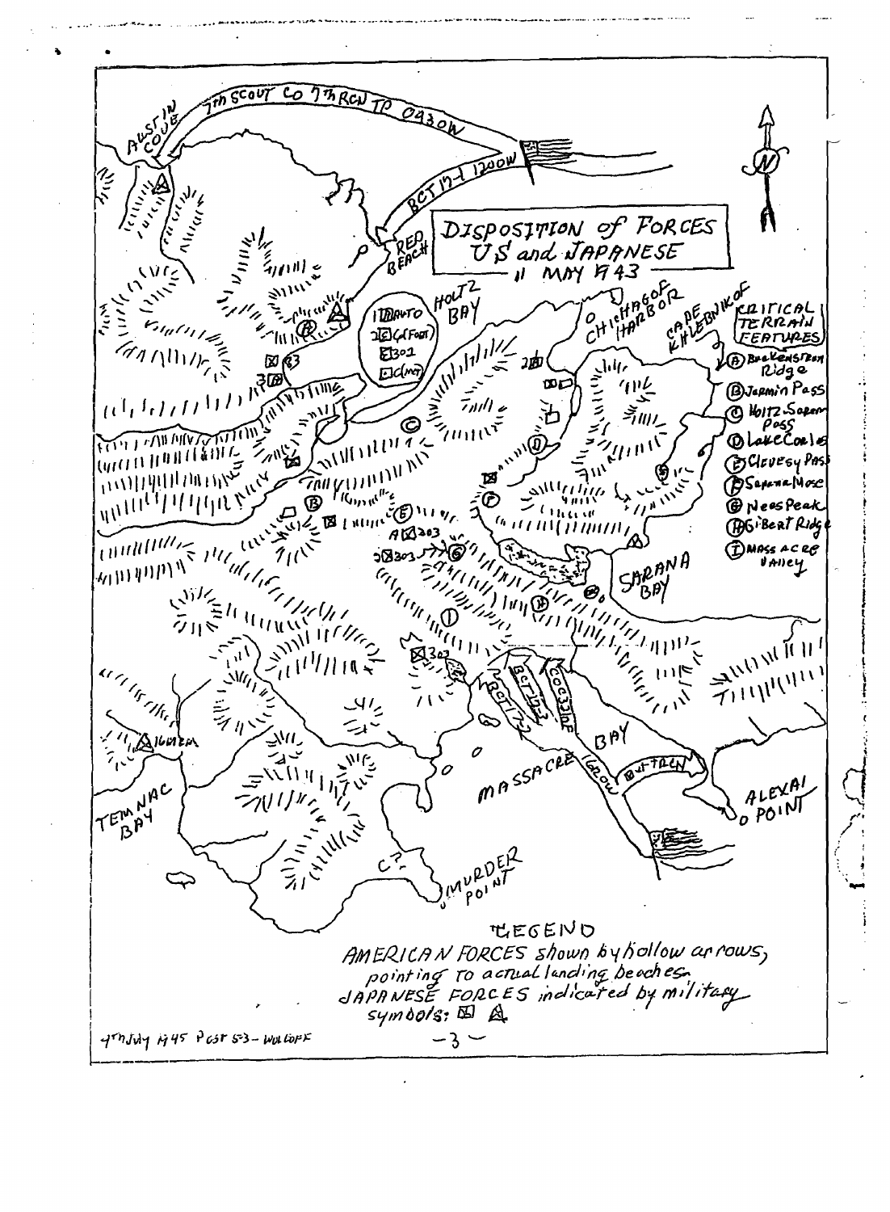# DISPOSITION of FORCES US and JAPANESE

11 MAY 1943

7th SCOUT CO 7th RCN TP 0930W

BCT 17-1 1200W

AUSTIN COVE

RED BEACH

HOLTZ BAY

CHICHAGOF HARBOR

CAPE KHLEBNIKOF

SARANA BAY

MASSACRE BAY

ALEXAI POINT

TEMNAC BAY

MURDER POINT

BCT 17-2

BCT 17-3

COC 32 INF

GROU

BN 17th INF

**CRITICAL TERRAIN FEATURES**

- (A) Buckensteen Ridge
- (B) Jarmin Pass
- (C) Holtz Sarana Pass
- (D) Lake Cories
- (E) Clevesy Pass
- (F) Sarana Nose
- (G) Nees Peak
- (H) Gilbert Ridge
- (I) Massacre Valley

**LEGEND**

AMERICAN FORCES shown by hollow arrows, pointing to actual landing beaches.

JAPANESE FORCES indicated by military symbols:

4th July 1945 Post 53 - Wolcoff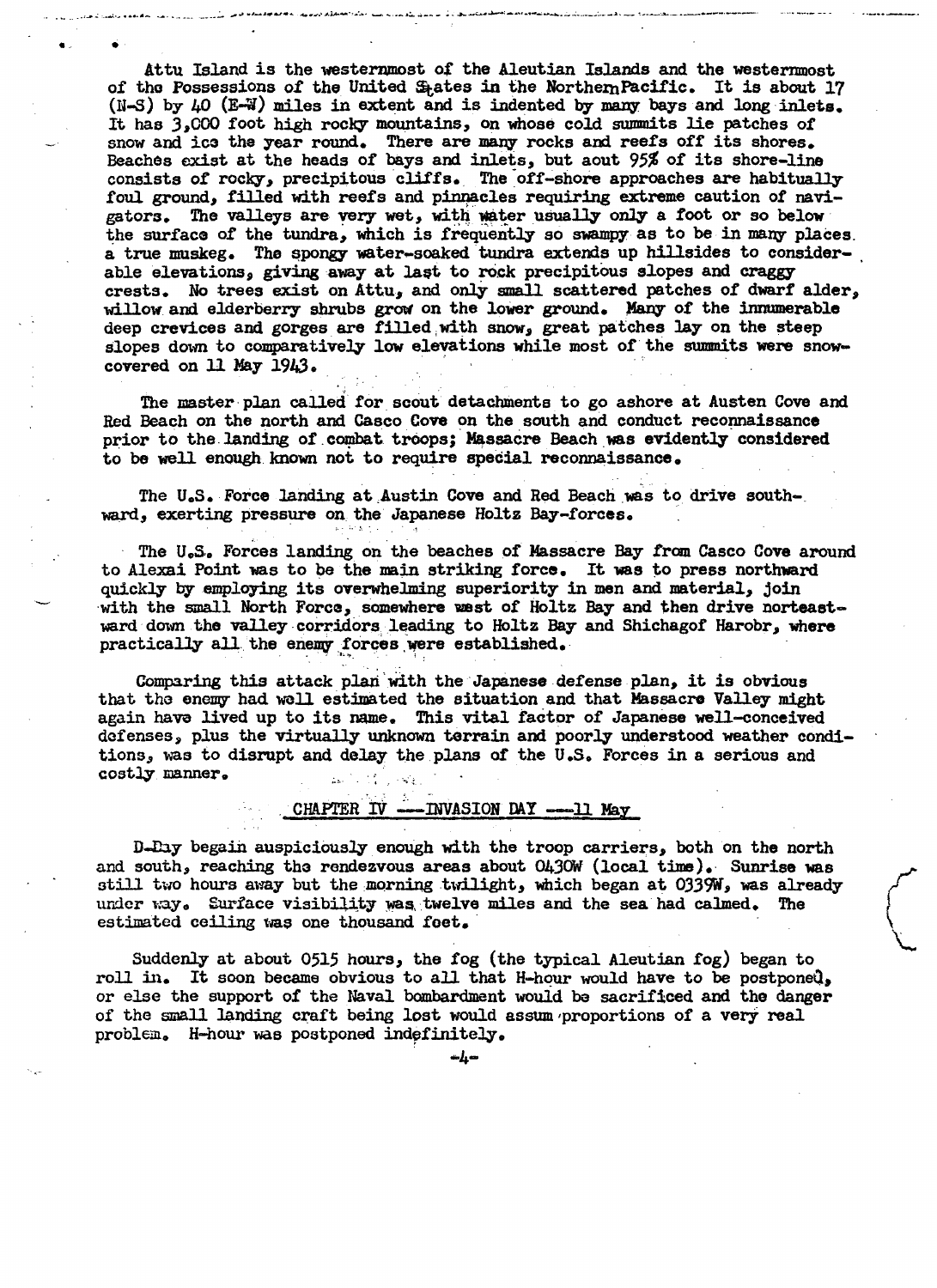Attu Island is the westernmost of the Aleutian Islands and the westernmost of the Possessions of the United States in the Northern Pacific. It is about 17 (N-S) by 40 (E-W) miles in extent and is indented by many bays and long inlets. It has 3,000 foot high rocky mountains, on whose cold summits lie patches of snow and ice the year round. There are many rocks and reefs off its shores. Beaches exist at the heads of bays and inlets, but aout 95% of its shore-line consists of rocky, precipitous cliffs. The off-shore approaches are habitually foul ground, filled with reefs and pinnacles requiring extreme caution of navigators. The valleys are very wet, with water usually only a foot or so below the surface of the tundra, which is frequently so swampy as to be in many places a true muskeg. The spongy water-soaked tundra extends up hillsides to considerable elevations, giving away at last to rock precipitous slopes and craggy crests. No trees exist on Attu, and only small scattered patches of dwarf alder, willow and elderberry shrubs grow on the lower ground. Many of the innumerable deep crevices and gorges are filled with snow, great patches lay on the steep slopes down to comparatively low elevations while most of the summits were snow-covered on 11 May 1943.

The master plan called for scout detachments to go ashore at Austen Cove and Red Beach on the north and Casco Cove on the south and conduct reconnaissance prior to the landing of combat troops; Massacre Beach was evidently considered to be well enough known not to require special reconnaissance.

The U.S. Force landing at Austin Cove and Red Beach was to drive southward, exerting pressure on the Japanese Holtz Bay-forces.

The U.S. Forces landing on the beaches of Massacre Bay from Casco Cove around to Alexai Point was to be the main striking force. It was to press northward quickly by employing its overwhelming superiority in men and material, join with the small North Force, somewhere west of Holtz Bay and then drive norteastward down the valley corridors leading to Holtz Bay and Shichagof Harobr, where practically all the enemy forces were established.

Comparing this attack plan with the Japanese defense plan, it is obvious that the enemy had well estimated the situation and that Massacre Valley might again have lived up to its name. This vital factor of Japanese well-conceived defenses, plus the virtually unknown terrain and poorly understood weather conditions, was to disrupt and delay the plans of the U.S. Forces in a serious and costly manner.

## CHAPTER IV ---INVASION DAY ---11 May

D-Day begain auspiciously enough with the troop carriers, both on the north and south, reaching the rendezvous areas about 0430W (local time). Sunrise was still two hours away but the morning twilight, which began at 0339W, was already under way. Surface visibility was twelve miles and the sea had calmed. The estimated ceiling was one thousand feet.

Suddenly at about 0515 hours, the fog (the typical Aleutian fog) began to roll in. It soon became obvious to all that H-hour would have to be postponed, or else the support of the Naval bombardment would be sacrificed and the danger of the small landing craft being lost would assum proportions of a very real problem. H-hour was postponed indefinitely.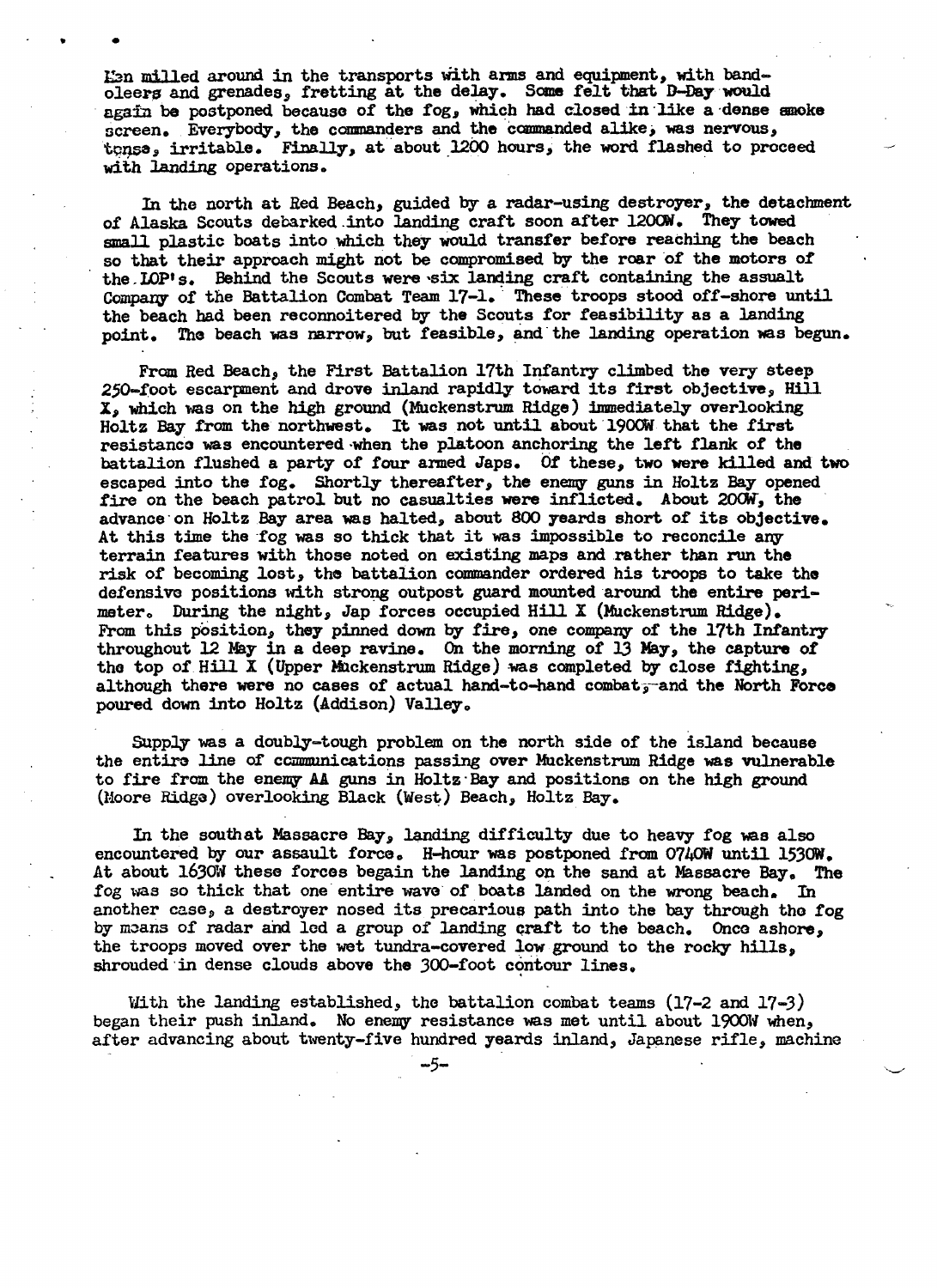Men milled around in the transports with arms and equipment, with bandoleers and grenades, fretting at the delay. Some felt that D-Day would again be postponed because of the fog, which had closed in like a dense smoke screen. Everybody, the commanders and the commanded alike, was nervous, tense, irritable. Finally, at about 1200 hours, the word flashed to proceed with landing operations.

In the north at Red Beach, guided by a radar-using destroyer, the detachment of Alaska Scouts debarked into landing craft soon after 1200W. They towed small plastic boats into which they would transfer before reaching the beach so that their approach might not be compromised by the roar of the motors of the LCP's. Behind the Scouts were six landing craft containing the assualt Company of the Battalion Combat Team 17-1. These troops stood off-shore until the beach had been reconnoitered by the Scouts for feasibility as a landing point. The beach was narrow, but feasible, and the landing operation was begun.

From Red Beach, the First Battalion 17th Infantry climbed the very steep 250-foot escarpment and drove inland rapidly toward its first objective, Hill X, which was on the high ground (Muckenstrum Ridge) immediately overlooking Holtz Bay from the northwest. It was not until about 1900W that the first resistance was encountered when the platoon anchoring the left flank of the battalion flushed a party of four armed Japs. Of these, two were killed and two escaped into the fog. Shortly thereafter, the enemy guns in Holtz Bay opened fire on the beach patrol but no casualties were inflicted. About 200W, the advance on Holtz Bay area was halted, about 800 yeards short of its objective. At this time the fog was so thick that it was impossible to reconcile any terrain features with those noted on existing maps and rather than run the risk of becoming lost, the battalion commander ordered his troops to take the defensive positions with strong outpost guard mounted around the entire perimeter. During the night, Jap forces occupied Hill X (Muckenstrum Ridge). From this position, they pinned down by fire, one company of the 17th Infantry throughout 12 May in a deep ravine. On the morning of 13 May, the capture of the top of Hill X (Upper Muckenstrum Ridge) was completed by close fighting, although there were no cases of actual hand-to-hand combat,--and the North Force poured down into Holtz (Addison) Valley.

Supply was a doubly-tough problem on the north side of the island because the entire line of communications passing over Muckenstrum Ridge was vulnerable to fire from the enemy AA guns in Holtz Bay and positions on the high ground (Moore Ridge) overlooking Black (West) Beach, Holtz Bay.

In the southat Massacre Bay, landing difficulty due to heavy fog was also encountered by our assault force. H-hour was postponed from 0740W until 1530W. At about 1630W these forces begain the landing on the sand at Massacre Bay. The fog was so thick that one entire wave of boats landed on the wrong beach. In another case, a destroyer nosed its precarious path into the bay through the fog by means of radar and led a group of landing craft to the beach. Once ashore, the troops moved over the wet tundra-covered low ground to the rocky hills, shrouded in dense clouds above the 300-foot contour lines.

With the landing established, the battalion combat teams (17-2 and 17-3) began their push inland. No enemy resistance was met until about 1900W when, after advancing about twenty-five hundred yeards inland, Japanese rifle, machine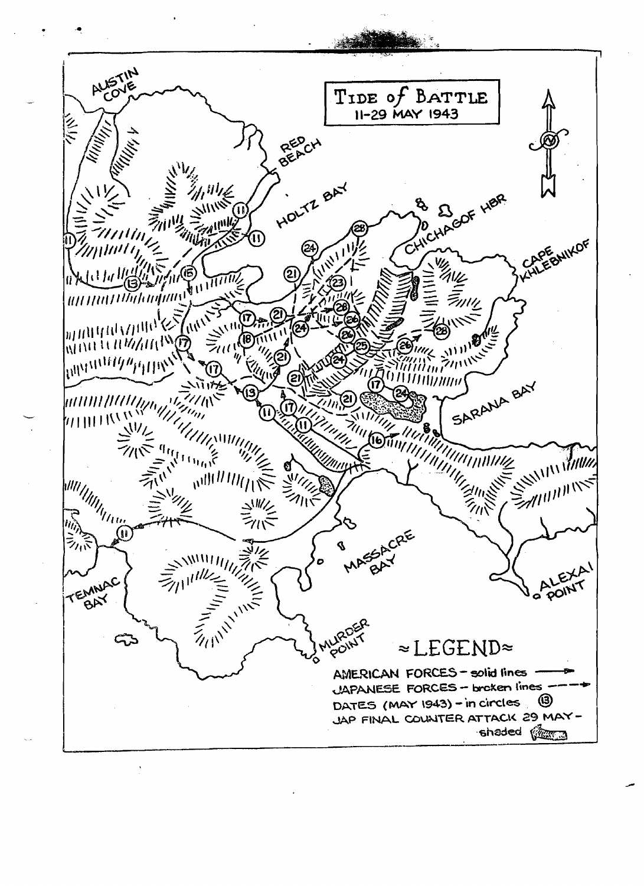# TIDE of BATTLE
11-29 MAY 1943

AUSTIN COVE

RED BEACH

HOLTZ BAY

CHICHAGOF HBR

CAPE KHLEBNIKOF

SARANA BAY

MASSACRE BAY

ALEXAI POINT

TEMNAC BAY

MURDER POINT

≈LEGEND≈

AMERICAN FORCES - solid lines

JAPANESE FORCES - broken lines

DATES (MAY 1943) - in circles (13)

JAP FINAL COUNTER ATTACK 29 MAY - shaded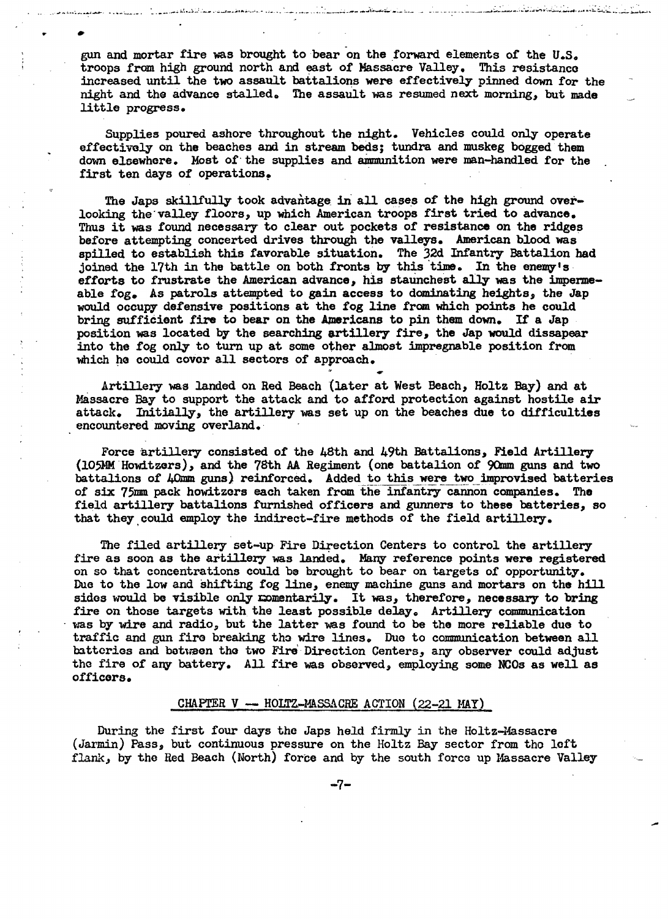gun and mortar fire was brought to bear on the forward elements of the U.S. troops from high ground north and east of Massacre Valley. This resistance increased until the two assault battalions were effectively pinned down for the night and the advance stalled. The assault was resumed next morning, but made little progress.

Supplies poured ashore throughout the night. Vehicles could only operate effectively on the beaches and in stream beds; tundra and muskeg bogged them down elsewhere. Most of the supplies and ammunition were man-handled for the first ten days of operations.

The Japs skillfully took advantage in all cases of the high ground overlooking the valley floors, up which American troops first tried to advance. Thus it was found necessary to clear out pockets of resistance on the ridges before attempting concerted drives through the valleys. American blood was spilled to establish this favorable situation. The 32d Infantry Battalion had joined the 17th in the battle on both fronts by this time. In the enemy's efforts to frustrate the American advance, his staunchest ally was the impermeable fog. As patrols attempted to gain access to dominating heights, the Jap would occupy defensive positions at the fog line from which points he could bring sufficient fire to bear on the Americans to pin them down. If a Jap position was located by the searching artillery fire, the Jap would dissapear into the fog only to turn up at some other almost impregnable position from which he could cover all sectors of approach.

Artillery was landed on Red Beach (later at West Beach, Holtz Bay) and at Massacre Bay to support the attack and to afford protection against hostile air attack. Initially, the artillery was set up on the beaches due to difficulties encountered moving overland.

Force artillery consisted of the 48th and 49th Battalions, Field Artillery (105MM Howitzers), and the 78th AA Regiment (one battalion of 90mm guns and two battalions of 40mm guns) reinforced. Added to this were two improvised batteries of six 75mm pack howitzers each taken from the infantry cannon companies. The field artillery battalions furnished officers and gunners to these batteries, so that they could employ the indirect-fire methods of the field artillery.

The filed artillery set-up Fire Direction Centers to control the artillery fire as soon as the artillery was landed. Many reference points were registered on so that concentrations could be brought to bear on targets of opportunity. Due to the low and shifting fog line, enemy machine guns and mortars on the hill sides would be visible only momentarily. It was, therefore, necessary to bring fire on those targets with the least possible delay. Artillery communication was by wire and radio, but the latter was found to be the more reliable due to traffic and gun fire breaking the wire lines. Due to communication between all batteries and between the two Fire Direction Centers, any observer could adjust the fire of any battery. All fire was observed, employing some NCOs as well as officers.

## CHAPTER V — HOLTZ-MASSACRE ACTION (22-21 MAY)

During the first four days the Japs held firmly in the Holtz-Massacre (Jarmin) Pass, but continuous pressure on the Holtz Bay sector from the left flank, by the Red Beach (North) force and by the south force up Massacre Valley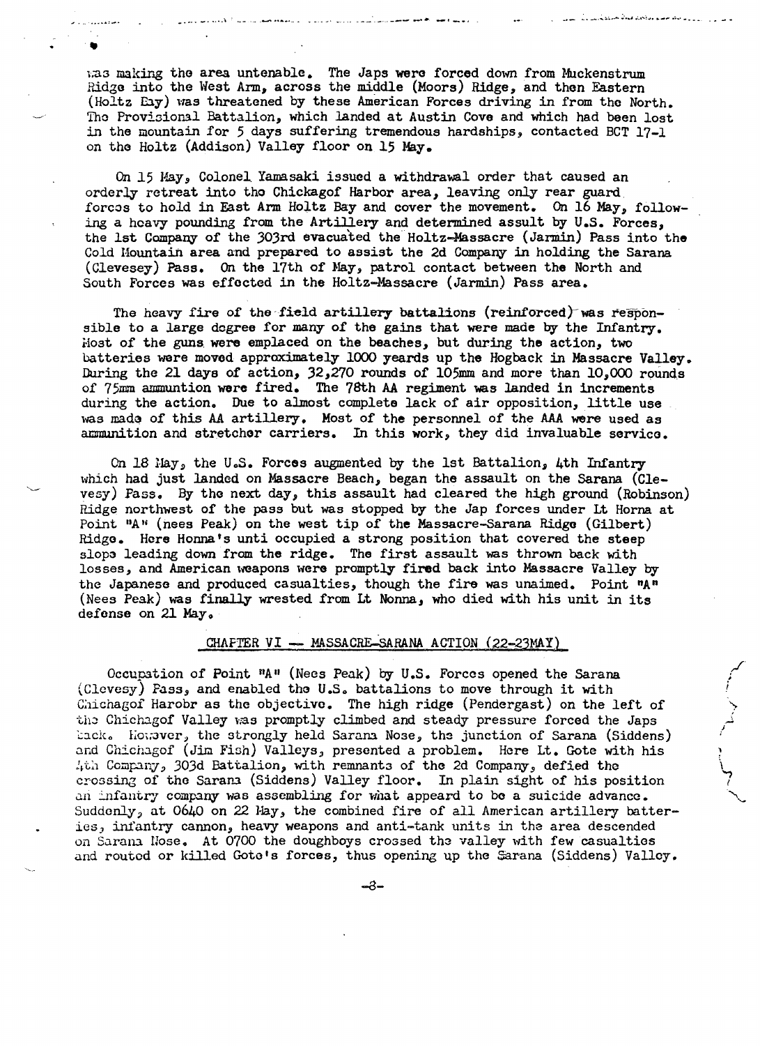was making the area untenable. The Japs were forced down from Muckenstrum Ridge into the West Arm, across the middle (Moors) Ridge, and then Eastern (Holtz Bay) was threatened by these American Forces driving in from the North. The Provisional Battalion, which landed at Austin Cove and which had been lost in the mountain for 5 days suffering tremendous hardships, contacted BCT 17-1 on the Holtz (Addison) Valley floor on 15 May.

On 15 May, Colonel Yamasaki issued a withdrawal order that caused an orderly retreat into the Chickagof Harbor area, leaving only rear guard forces to hold in East Arm Holtz Bay and cover the movement. On 16 May, following a heavy pounding from the Artillery and determined assult by U.S. Forces, the 1st Company of the 303rd evacuated the Holtz-Massacre (Jarmin) Pass into the Cold Mountain area and prepared to assist the 2d Company in holding the Sarana (Clevesey) Pass. On the 17th of May, patrol contact between the North and South Forces was effected in the Holtz-Massacre (Jarmin) Pass area.

The heavy fire of the field artillery battalions (reinforced) was responsible to a large degree for many of the gains that were made by the Infantry. Most of the guns were emplaced on the beaches, but during the action, two batteries were moved approximately 1000 yeards up the Hogback in Massacre Valley. During the 21 days of action, 32,270 rounds of 105mm and more than 10,000 rounds of 75mm ammuntion were fired. The 78th AA regiment was landed in increments during the action. Due to almost complete lack of air opposition, little use was made of this AA artillery. Most of the personnel of the AAA were used as ammunition and stretcher carriers. In this work, they did invaluable service.

On 18 May, the U.S. Forces augmented by the 1st Battalion, 4th Infantry which had just landed on Massacre Beach, began the assault on the Sarana (Clevesy) Pass. By the next day, this assault had cleared the high ground (Robinson) Ridge northwest of the pass but was stopped by the Jap forces under Lt Horna at Point "A" (nees Peak) on the west tip of the Massacre-Sarana Ridge (Gilbert) Ridge. Here Honna's unti occupied a strong position that covered the steep slope leading down from the ridge. The first assault was thrown back with losses, and American weapons were promptly fired back into Massacre Valley by the Japanese and produced casualties, though the fire was unaimed. Point "A" (Nees Peak) was finally wrested from Lt Nonna, who died with his unit in its defense on 21 May.

## CHAPTER VI — MASSACRE-SARANA ACTION (22-23MAY)

Occupation of Point "A" (Nees Peak) by U.S. Forces opened the Sarana (Clevesy) Pass, and enabled the U.S. battalions to move through it with Chichagof Harobr as the objective. The high ridge (Pendergast) on the left of the Chichagof Valley was promptly climbed and steady pressure forced the Japs back. However, the strongly held Sarana Nose, the junction of Sarana (Siddens) and Chichagof (Jim Fish) Valleys, presented a problem. Here Lt. Gote with his 4th Company, 303d Battalion, with remnants of the 2d Company, defied the crossing of the Sarana (Siddens) Valley floor. In plain sight of his position an infantry company was assembling for what appeard to be a suicide advance. Suddenly, at 0640 on 22 May, the combined fire of all American artillery batteries, infantry cannon, heavy weapons and anti-tank units in the area descended on Sarana Nose. At 0700 the doughboys crossed the valley with few casualties and routed or killed Goto's forces, thus opening up the Sarana (Siddens) Valley.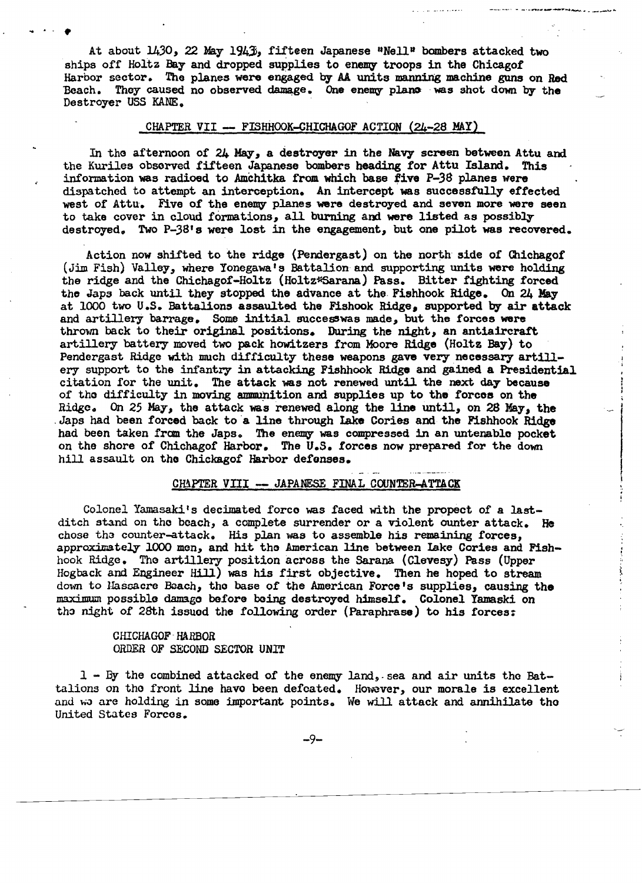At about 1430, 22 May 1943, fifteen Japanese "Nell" bombers attacked two ships off Holtz Bay and dropped supplies to enemy troops in the Chicagof Harbor sector. The planes were engaged by AA units manning machine guns on Red Beach. They caused no observed damage. One enemy plane was shot down by the Destroyer USS KANE.

## CHAPTER VII — FISHHOOK-CHICHAGOF ACTION (24-28 MAY)

In the afternoon of 24 May, a destroyer in the Navy screen between Attu and the Kuriles observed fifteen Japanese bombers heading for Attu Island. This information was radioed to Amchitka from which base five P-38 planes were dispatched to attempt an interception. An intercept was successfully effected west of Attu. Five of the enemy planes were destroyed and seven more were seen to take cover in cloud formations, all burning and were listed as possibly destroyed. Two P-38's were lost in the engagement, but one pilot was recovered.

Action now shifted to the ridge (Pendergast) on the north side of Chichagof (Jim Fish) Valley, where Yonegawa's Battalion and supporting units were holding the ridge and the Chichagof-Holtz (Holtz*Sarana) Pass. Bitter fighting forced the Japs back until they stopped the advance at the Fishhook Ridge. On 24 May at 1000 two U.S. Battalions assaulted the Fishook Ridge, supported by air attack and artillery barrage. Some initial successwas made, but the forces were thrown back to their original positions. During the night, an antiaircraft artillery battery moved two pack howitzers from Moore Ridge (Holtz Bay) to Pendergast Ridge with much difficulty these weapons gave very necessary artillery support to the infantry in attacking Fishhook Ridge and gained a Presidential citation for the unit. The attack was not renewed until the next day because of the difficulty in moving ammunition and supplies up to the forces on the Ridge. On 25 May, the attack was renewed along the line until, on 28 May, the Japs had been forced back to a line through Lake Cories and the Fishhook Ridge had been taken from the Japs. The enemy was compressed in an untenable pocket on the shore of Chichagof Harbor. The U.S. forces now prepared for the down hill assault on the Chickagof Harbor defenses.

## CHAPTER VIII — JAPANESE FINAL COUNTER-ATTACK

Colonel Yamasaki's decimated force was faced with the propect of a last-ditch stand on the beach, a complete surrender or a violent ounter attack. He chose the counter-attack. His plan was to assemble his remaining forces, approximately 1000 men, and hit the American line between Lake Cories and Fishhook Ridge. The artillery position across the Sarana (Clevesy) Pass (Upper Hogback and Engineer Hill) was his first objective. Then he hoped to stream down to Massacre Beach, the base of the American Force's supplies, causing the maximum possible damage before being destroyed himself. Colonel Yamaski on the night of 28th issued the following order (Paraphrase) to his forces:

CHICHAGOF HARBOR
ORDER OF SECOND SECTOR UNIT

1 - By the combined attacked of the enemy land, sea and air units the Battalions on the front line have been defeated. However, our morale is excellent and we are holding in some important points. We will attack and annihilate the United States Forces.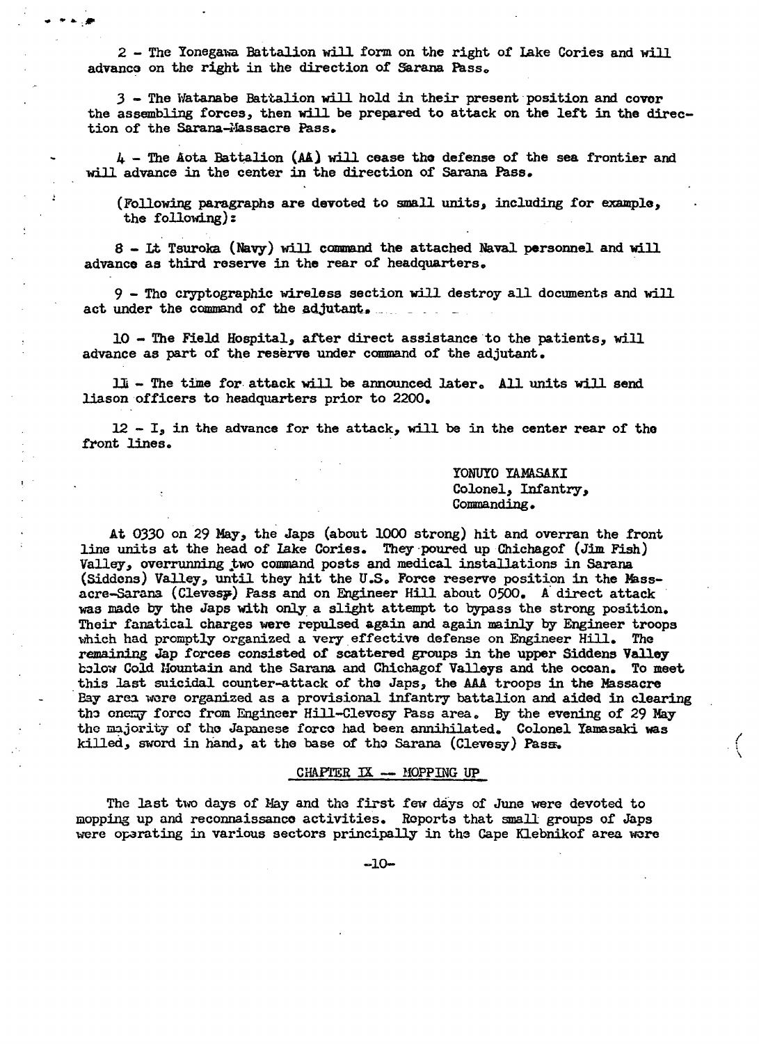2 - The Yonegawa Battalion will form on the right of Lake Cories and will advance on the right in the direction of Sarana Pass.

3 - The Watanabe Battalion will hold in their present position and cover the assembling forces, then will be prepared to attack on the left in the direction of the Sarana-Massacre Pass.

4 - The Aota Battalion (AA) will cease the defense of the sea frontier and will advance in the center in the direction of Sarana Pass.

(Following paragraphs are devoted to small units, including for example, the following):

8 - Lt Tsuroka (Navy) will command the attached Naval personnel and will advance as third reserve in the rear of headquarters.

9 - The cryptographic wireless section will destroy all documents and will act under the command of the adjutant.

10 - The Field Hospital, after direct assistance to the patients, will advance as part of the reserve under command of the adjutant.

11 - The time for attack will be announced later. All units will send liason officers to headquarters prior to 2200.

12 - I, in the advance for the attack, will be in the center rear of the front lines.

YONUYO YAMASAKI
Colonel, Infantry,
Commanding.

At 0330 on 29 May, the Japs (about 1000 strong) hit and overran the front line units at the head of Lake Cories. They poured up Chichagof (Jim Fish) Valley, overrunning two command posts and medical installations in Sarana (Siddens) Valley, until they hit the U.S. Force reserve position in the Massacre-Sarana (Clevesy) Pass and on Engineer Hill about 0500. A direct attack was made by the Japs with only a slight attempt to bypass the strong position. Their fanatical charges were repulsed again and again mainly by Engineer troops which had promptly organized a very effective defense on Engineer Hill. The remaining Jap forces consisted of scattered groups in the upper Siddens Valley below Cold Mountain and the Sarana and Chichagof Valleys and the ocean. To meet this last suicidal counter-attack of the Japs, the AAA troops in the Massacre Bay area were organized as a provisional infantry battalion and aided in clearing the enemy force from Engineer Hill-Clevesy Pass area. By the evening of 29 May the majority of the Japanese force had been annihilated. Colonel Yamasaki was killed, sword in hand, at the base of the Sarana (Clevesy) Pass.

## CHAPTER IX -- MOPPING UP

The last two days of May and the first few days of June were devoted to mopping up and reconnaissance activities. Reports that small groups of Japs were operating in various sectors principally in the Cape Klebnikof area were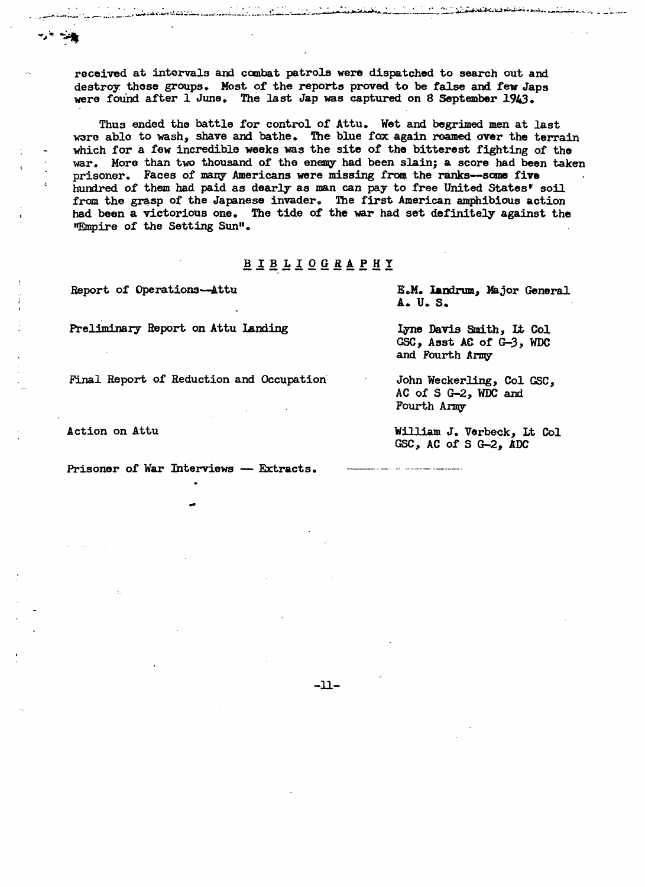received at intervals and combat patrols were dispatched to search out and destroy those groups. Most of the reports proved to be false and few Japs were found after 1 June. The last Jap was captured on 8 September 1943.

Thus ended the battle for control of Attu. Wet and begrimed men at last were able to wash, shave and bathe. The blue fox again roamed over the terrain which for a few incredible weeks was the site of the bitterest fighting of the war. More than two thousand of the enemy had been slain; a score had been taken prisoner. Faces of many Americans were missing from the ranks--some five hundred of them had paid as dearly as man can pay to free United States' soil from the grasp of the Japanese invader. The first American amphibious action had been a victorious one. The tide of the war had set definitely against the "Empire of the Setting Sun".

## BIBLIOGRAPHY

| | |
|---|---|
| Report of Operations--Attu | E.M. Landrum, Major General A. U. S. |
| Preliminary Report on Attu Landing | Lyne Davis Smith, Lt Col GSC, Asst AC of G-3, WDC and Fourth Army |
| Final Report of Reduction and Occupation | John Weckerling, Col GSC, AC of S G-2, WDC and Fourth Army |
| Action on Attu | William J. Verbeck, Lt Col GSC, AC of S G-2, ADC |
| Prisoner of War Interviews -- Extracts. | |